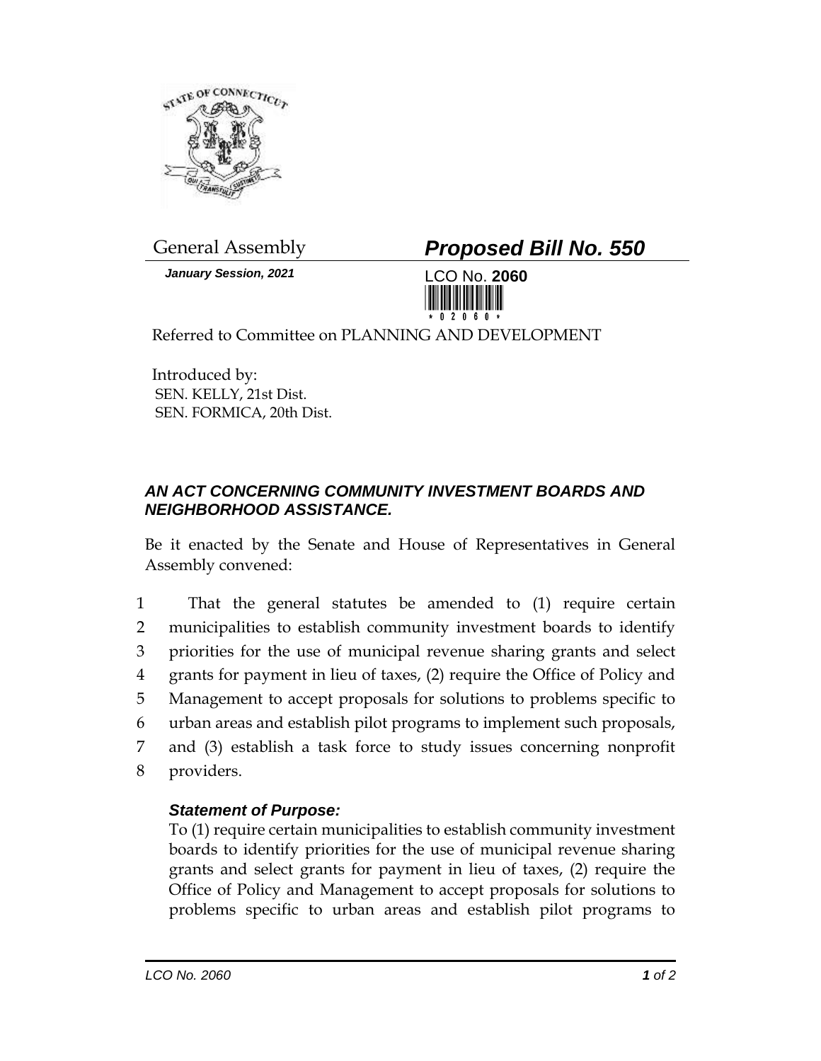General Assembly

***Proposed Bill No. 550***

***January Session, 2021***

LCO No. **2060**

Referred to Committee on PLANNING AND DEVELOPMENT

Introduced by:
SEN. KELLY, 21st Dist.
SEN. FORMICA, 20th Dist.

### *AN ACT CONCERNING COMMUNITY INVESTMENT BOARDS AND NEIGHBORHOOD ASSISTANCE.*

Be it enacted by the Senate and House of Representatives in General Assembly convened:

1 That the general statutes be amended to (1) require certain
2 municipalities to establish community investment boards to identify
3 priorities for the use of municipal revenue sharing grants and select
4 grants for payment in lieu of taxes, (2) require the Office of Policy and
5 Management to accept proposals for solutions to problems specific to
6 urban areas and establish pilot programs to implement such proposals,
7 and (3) establish a task force to study issues concerning nonprofit
8 providers.

***Statement of Purpose:***

To (1) require certain municipalities to establish community investment boards to identify priorities for the use of municipal revenue sharing grants and select grants for payment in lieu of taxes, (2) require the Office of Policy and Management to accept proposals for solutions to problems specific to urban areas and establish pilot programs to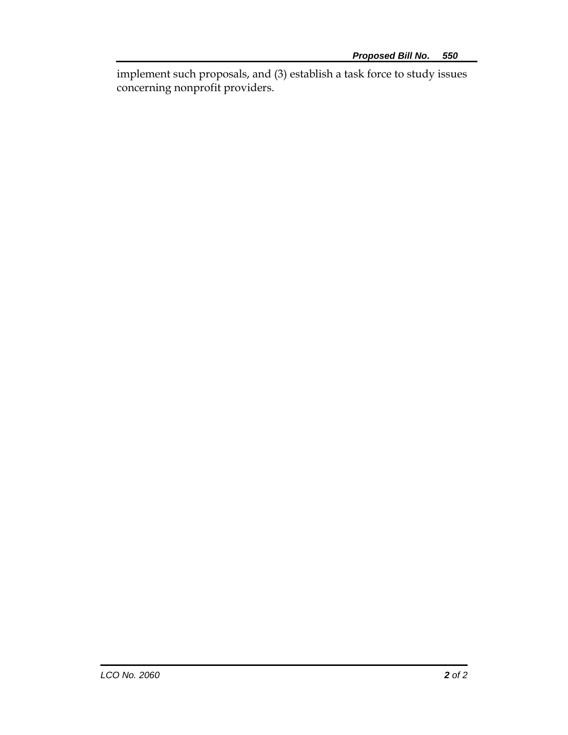implement such proposals, and (3) establish a task force to study issues concerning nonprofit providers.